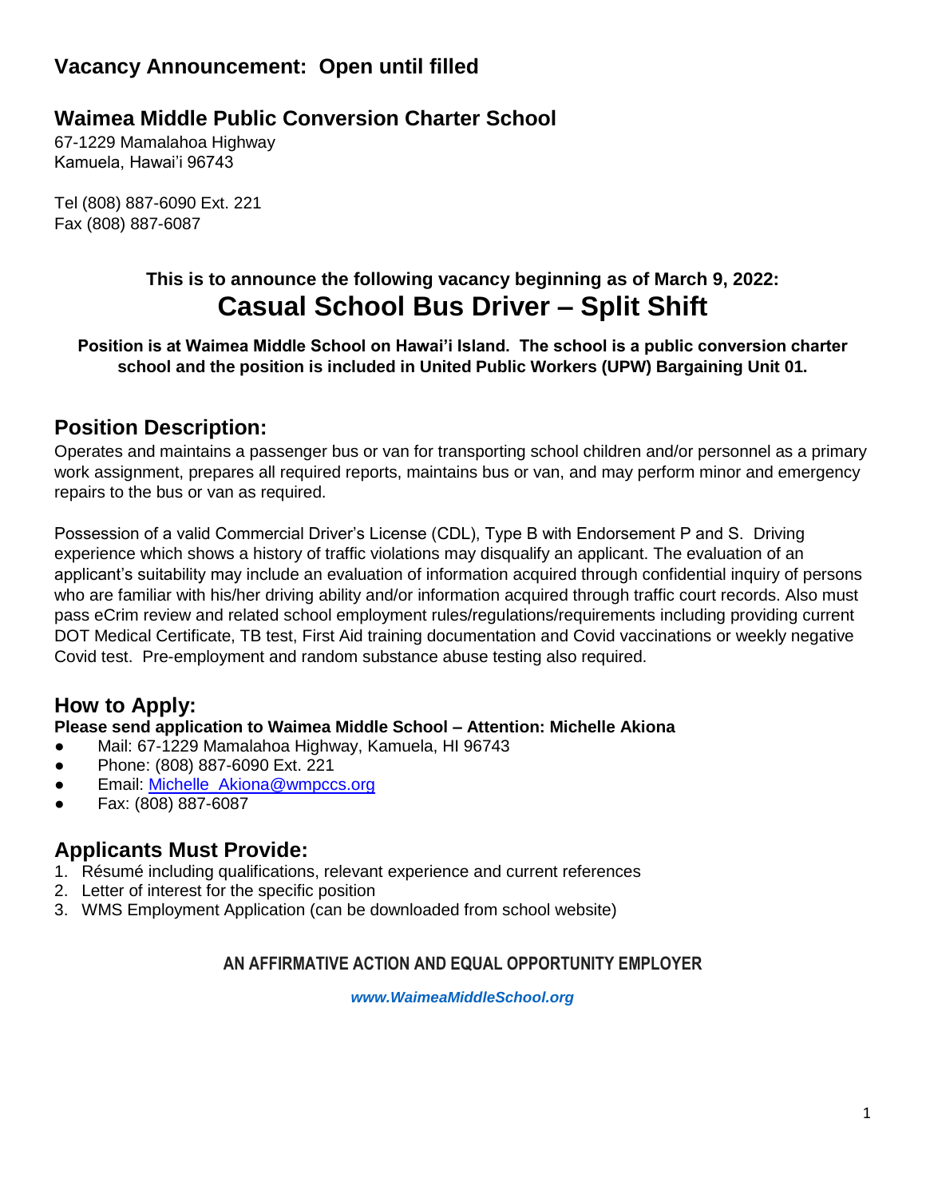# Vacancy Announcement: Open until filled

## Waimea Middle Public Conversion Charter School

67-1229 Mamalahoa Highway
Kamuela, Hawai'i 96743

Tel (808) 887-6090 Ext. 221
Fax (808) 887-6087

**This is to announce the following vacancy beginning as of March 9, 2022:**

# Casual School Bus Driver – Split Shift

**Position is at Waimea Middle School on Hawai'i Island. The school is a public conversion charter school and the position is included in United Public Workers (UPW) Bargaining Unit 01.**

## Position Description:

Operates and maintains a passenger bus or van for transporting school children and/or personnel as a primary work assignment, prepares all required reports, maintains bus or van, and may perform minor and emergency repairs to the bus or van as required.

Possession of a valid Commercial Driver's License (CDL), Type B with Endorsement P and S. Driving experience which shows a history of traffic violations may disqualify an applicant. The evaluation of an applicant's suitability may include an evaluation of information acquired through confidential inquiry of persons who are familiar with his/her driving ability and/or information acquired through traffic court records. Also must pass eCrim review and related school employment rules/regulations/requirements including providing current DOT Medical Certificate, TB test, First Aid training documentation and Covid vaccinations or weekly negative Covid test. Pre-employment and random substance abuse testing also required.

## How to Apply:

**Please send application to Waimea Middle School – Attention: Michelle Akiona**

- Mail: 67-1229 Mamalahoa Highway, Kamuela, HI 96743
- Phone: (808) 887-6090 Ext. 221
- Email: Michelle_Akiona@wmpccs.org
- Fax: (808) 887-6087

## Applicants Must Provide:

1. Résumé including qualifications, relevant experience and current references
2. Letter of interest for the specific position
3. WMS Employment Application (can be downloaded from school website)

**AN AFFIRMATIVE ACTION AND EQUAL OPPORTUNITY EMPLOYER**

***www.WaimeaMiddleSchool.org***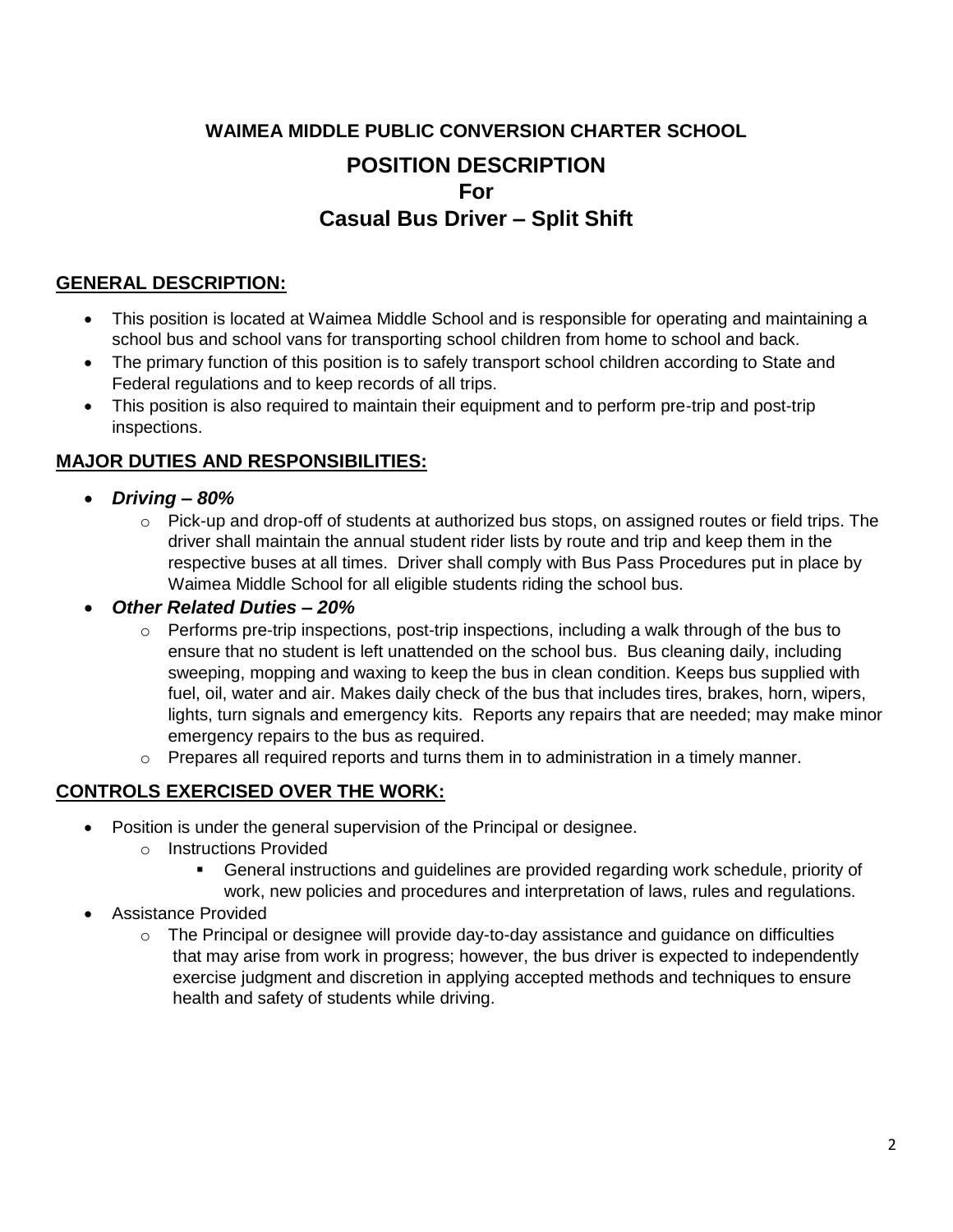**WAIMEA MIDDLE PUBLIC CONVERSION CHARTER SCHOOL**

# POSITION DESCRIPTION
# For
# Casual Bus Driver – Split Shift

## GENERAL DESCRIPTION:

- This position is located at Waimea Middle School and is responsible for operating and maintaining a school bus and school vans for transporting school children from home to school and back.
- The primary function of this position is to safely transport school children according to State and Federal regulations and to keep records of all trips.
- This position is also required to maintain their equipment and to perform pre-trip and post-trip inspections.

## MAJOR DUTIES AND RESPONSIBILITIES:

- ***Driving – 80%***
    - Pick-up and drop-off of students at authorized bus stops, on assigned routes or field trips. The driver shall maintain the annual student rider lists by route and trip and keep them in the respective buses at all times. Driver shall comply with Bus Pass Procedures put in place by Waimea Middle School for all eligible students riding the school bus.
- ***Other Related Duties – 20%***
    - Performs pre-trip inspections, post-trip inspections, including a walk through of the bus to ensure that no student is left unattended on the school bus. Bus cleaning daily, including sweeping, mopping and waxing to keep the bus in clean condition. Keeps bus supplied with fuel, oil, water and air. Makes daily check of the bus that includes tires, brakes, horn, wipers, lights, turn signals and emergency kits. Reports any repairs that are needed; may make minor emergency repairs to the bus as required.
    - Prepares all required reports and turns them in to administration in a timely manner.

## CONTROLS EXERCISED OVER THE WORK:

- Position is under the general supervision of the Principal or designee.
    - Instructions Provided
        - General instructions and guidelines are provided regarding work schedule, priority of work, new policies and procedures and interpretation of laws, rules and regulations.
- Assistance Provided
    - The Principal or designee will provide day-to-day assistance and guidance on difficulties that may arise from work in progress; however, the bus driver is expected to independently exercise judgment and discretion in applying accepted methods and techniques to ensure health and safety of students while driving.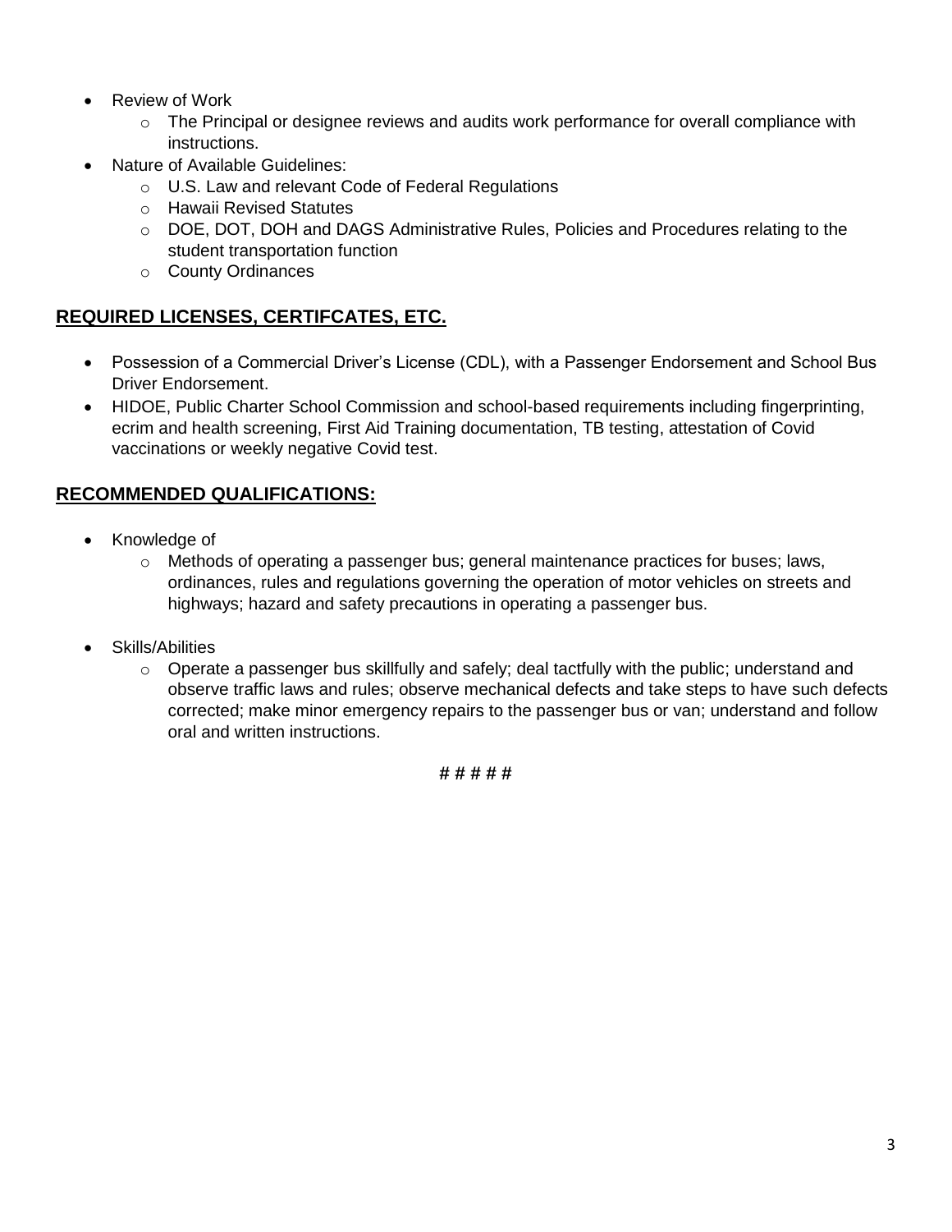- Review of Work
  - The Principal or designee reviews and audits work performance for overall compliance with instructions.
- Nature of Available Guidelines:
  - U.S. Law and relevant Code of Federal Regulations
  - Hawaii Revised Statutes
  - DOE, DOT, DOH and DAGS Administrative Rules, Policies and Procedures relating to the student transportation function
  - County Ordinances

## **REQUIRED LICENSES, CERTIFCATES, ETC.**

- Possession of a Commercial Driver's License (CDL), with a Passenger Endorsement and School Bus Driver Endorsement.
- HIDOE, Public Charter School Commission and school-based requirements including fingerprinting, ecrim and health screening, First Aid Training documentation, TB testing, attestation of Covid vaccinations or weekly negative Covid test.

## **RECOMMENDED QUALIFICATIONS:**

- Knowledge of
  - Methods of operating a passenger bus; general maintenance practices for buses; laws, ordinances, rules and regulations governing the operation of motor vehicles on streets and highways; hazard and safety precautions in operating a passenger bus.

- Skills/Abilities
  - Operate a passenger bus skillfully and safely; deal tactfully with the public; understand and observe traffic laws and rules; observe mechanical defects and take steps to have such defects corrected; make minor emergency repairs to the passenger bus or van; understand and follow oral and written instructions.

# # # # #